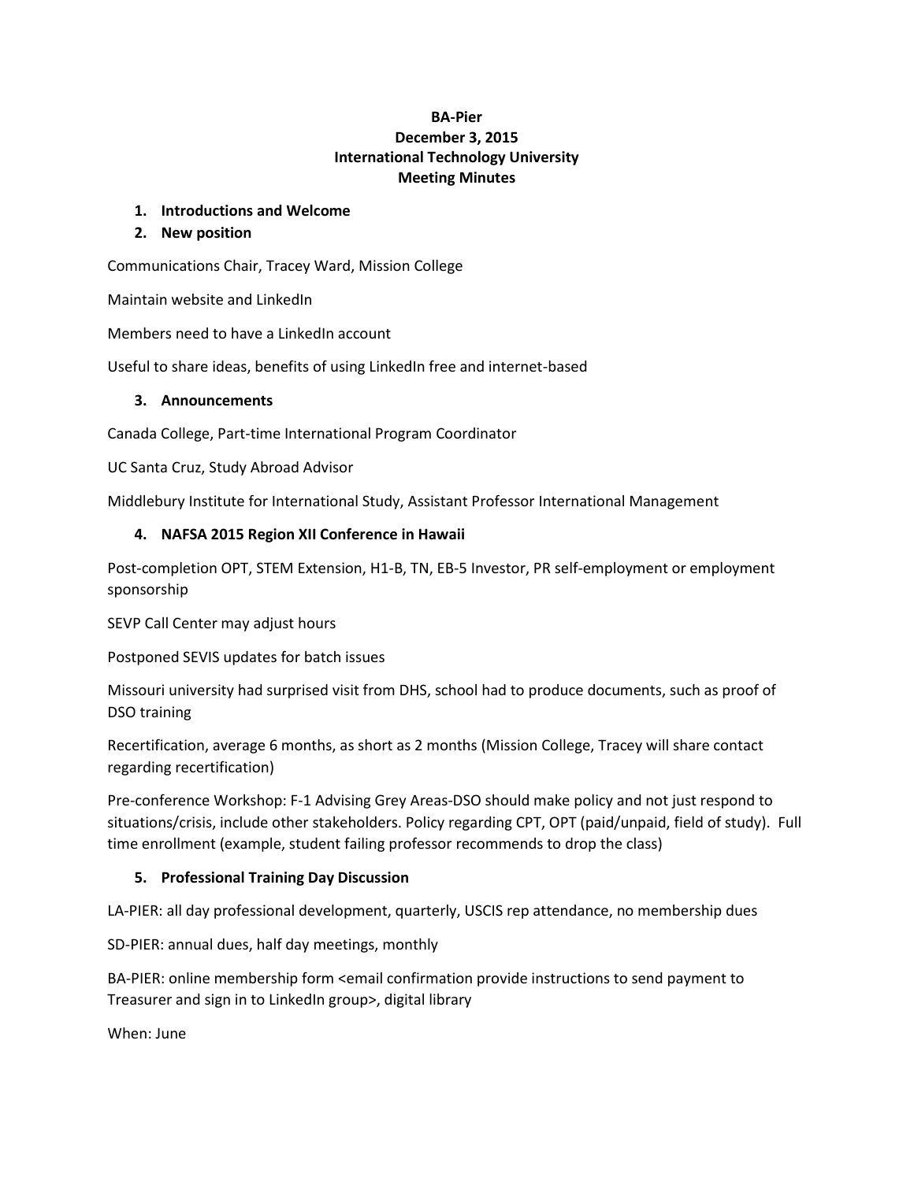**BA-Pier**
**December 3, 2015**
**International Technology University**
**Meeting Minutes**

1. **Introductions and Welcome**
2. **New position**

Communications Chair, Tracey Ward, Mission College

Maintain website and LinkedIn

Members need to have a LinkedIn account

Useful to share ideas, benefits of using LinkedIn free and internet-based

3. **Announcements**

Canada College, Part-time International Program Coordinator

UC Santa Cruz, Study Abroad Advisor

Middlebury Institute for International Study, Assistant Professor International Management

4. **NAFSA 2015 Region XII Conference in Hawaii**

Post-completion OPT, STEM Extension, H1-B, TN, EB-5 Investor, PR self-employment or employment sponsorship

SEVP Call Center may adjust hours

Postponed SEVIS updates for batch issues

Missouri university had surprised visit from DHS, school had to produce documents, such as proof of DSO training

Recertification, average 6 months, as short as 2 months (Mission College, Tracey will share contact regarding recertification)

Pre-conference Workshop: F-1 Advising Grey Areas-DSO should make policy and not just respond to situations/crisis, include other stakeholders. Policy regarding CPT, OPT (paid/unpaid, field of study). Full time enrollment (example, student failing professor recommends to drop the class)

5. **Professional Training Day Discussion**

LA-PIER: all day professional development, quarterly, USCIS rep attendance, no membership dues

SD-PIER: annual dues, half day meetings, monthly

BA-PIER: online membership form <email confirmation provide instructions to send payment to Treasurer and sign in to LinkedIn group>, digital library

When: June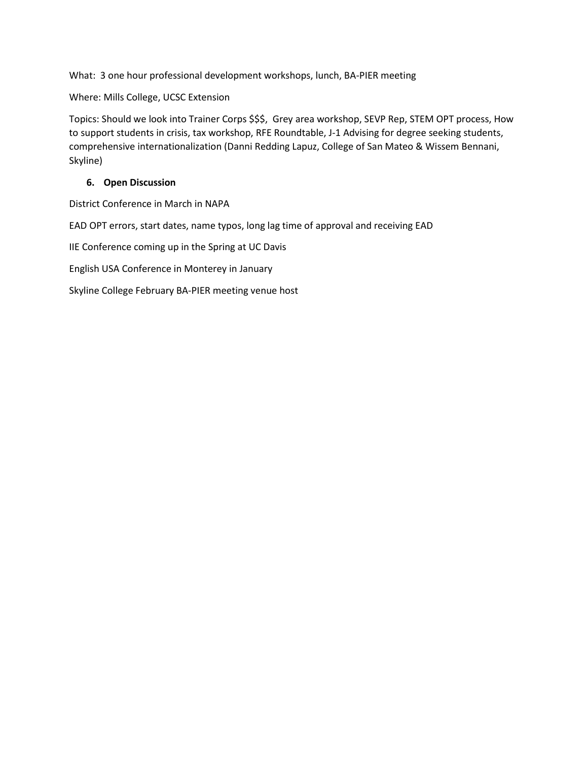What: 3 one hour professional development workshops, lunch, BA-PIER meeting

Where: Mills College, UCSC Extension

Topics: Should we look into Trainer Corps $$$, Grey area workshop, SEVP Rep, STEM OPT process, How to support students in crisis, tax workshop, RFE Roundtable, J-1 Advising for degree seeking students, comprehensive internationalization (Danni Redding Lapuz, College of San Mateo & Wissem Bennani, Skyline)

6. **Open Discussion**

District Conference in March in NAPA

EAD OPT errors, start dates, name typos, long lag time of approval and receiving EAD

IIE Conference coming up in the Spring at UC Davis

English USA Conference in Monterey in January

Skyline College February BA-PIER meeting venue host